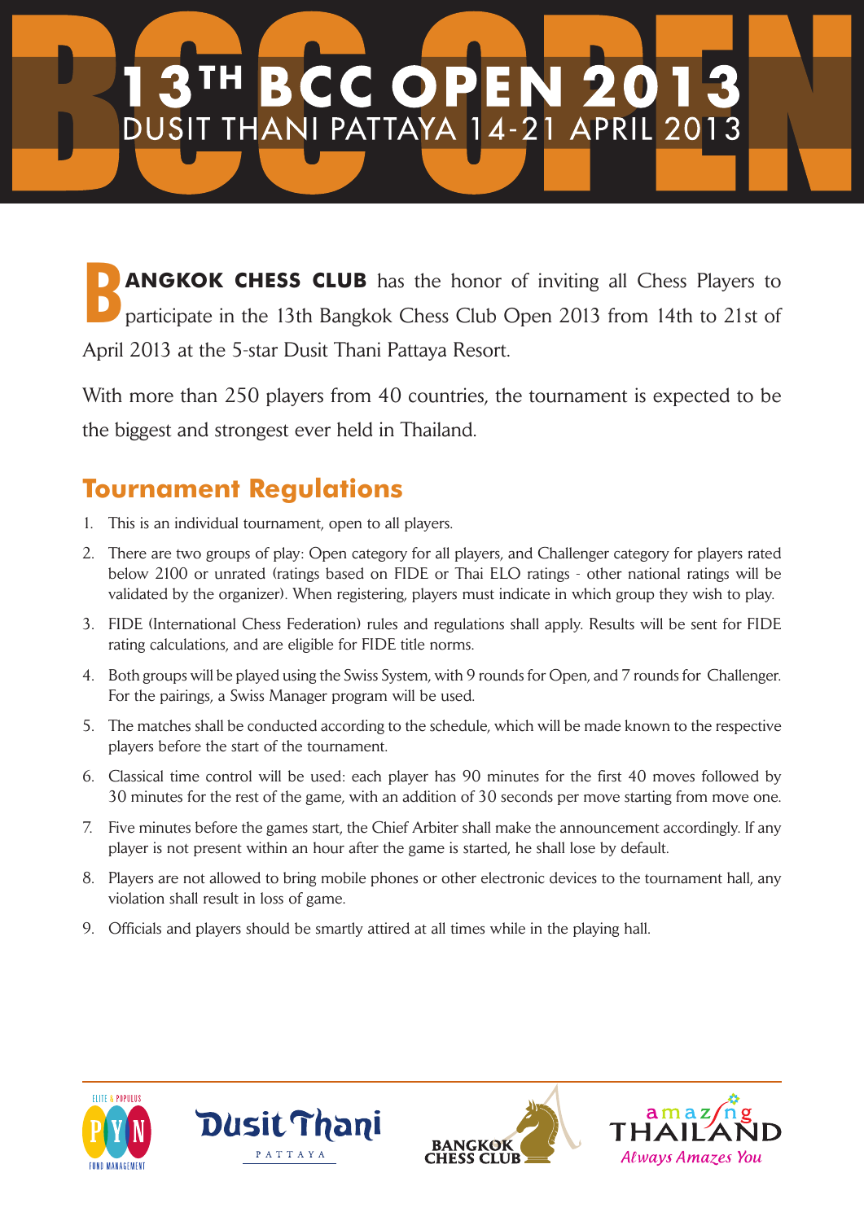# 13TH BCC OPEN 2013

## DUSIT THANI PATTAYA 14-21 APRIL 2013

**BANGKOK CHESS CLUB** has the honor of inviting all Chess Players to participate in the 13th Bangkok Chess Club Open 2013 from 14th to 21st of April 2013 at the 5-star Dusit Thani Pattaya Resort.

With more than 250 players from 40 countries, the tournament is expected to be the biggest and strongest ever held in Thailand.

## Tournament Regulations

1. This is an individual tournament, open to all players.
2. There are two groups of play: Open category for all players, and Challenger category for players rated below 2100 or unrated (ratings based on FIDE or Thai ELO ratings - other national ratings will be validated by the organizer). When registering, players must indicate in which group they wish to play.
3. FIDE (International Chess Federation) rules and regulations shall apply. Results will be sent for FIDE rating calculations, and are eligible for FIDE title norms.
4. Both groups will be played using the Swiss System, with 9 rounds for Open, and 7 rounds for Challenger. For the pairings, a Swiss Manager program will be used.
5. The matches shall be conducted according to the schedule, which will be made known to the respective players before the start of the tournament.
6. Classical time control will be used: each player has 90 minutes for the first 40 moves followed by 30 minutes for the rest of the game, with an addition of 30 seconds per move starting from move one.
7. Five minutes before the games start, the Chief Arbiter shall make the announcement accordingly. If any player is not present within an hour after the game is started, he shall lose by default.
8. Players are not allowed to bring mobile phones or other electronic devices to the tournament hall, any violation shall result in loss of game.
9. Officials and players should be smartly attired at all times while in the playing hall.

ELITE & POPULUS PYN FUND MANAGEMENT | Dusit Thani PATTAYA | BANGKOK CHESS CLUB | amazing THAILAND Always Amazes You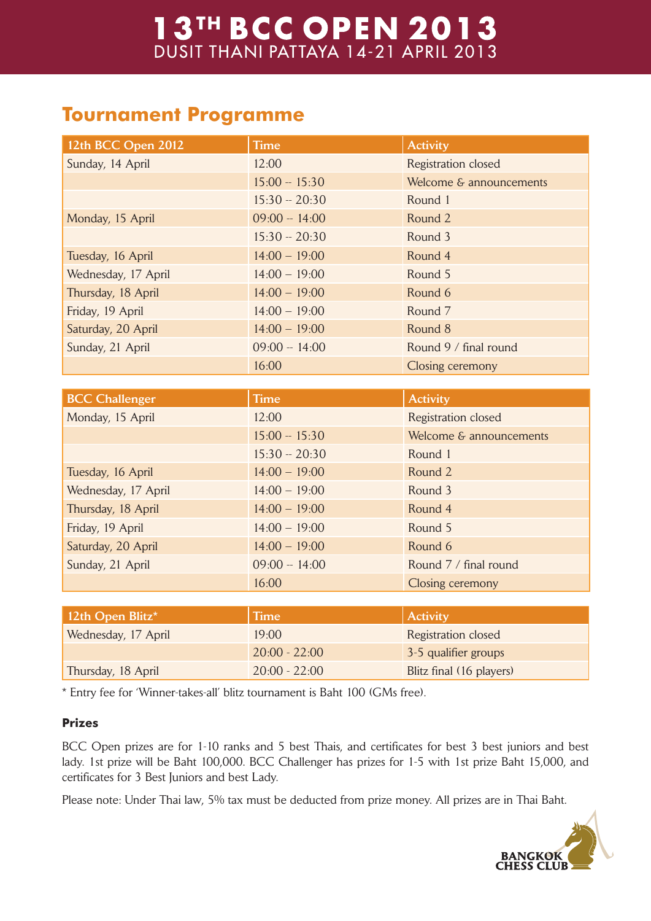# 13TH BCC OPEN 2013

DUSIT THANI PATTAYA 14-21 APRIL 2013

## Tournament Programme

| 12th BCC Open 2012 | Time | Activity |
|---|---|---|
| Sunday, 14 April | 12:00 | Registration closed |
| | 15:00 -- 15:30 | Welcome & announcements |
| | 15:30 -- 20:30 | Round 1 |
| Monday, 15 April | 09:00 -- 14:00 | Round 2 |
| | 15:30 -- 20:30 | Round 3 |
| Tuesday, 16 April | 14:00 – 19:00 | Round 4 |
| Wednesday, 17 April | 14:00 – 19:00 | Round 5 |
| Thursday, 18 April | 14:00 – 19:00 | Round 6 |
| Friday, 19 April | 14:00 – 19:00 | Round 7 |
| Saturday, 20 April | 14:00 – 19:00 | Round 8 |
| Sunday, 21 April | 09:00 -- 14:00 | Round 9 / final round |
| | 16:00 | Closing ceremony |

| BCC Challenger | Time | Activity |
|---|---|---|
| Monday, 15 April | 12:00 | Registration closed |
| | 15:00 -- 15:30 | Welcome & announcements |
| | 15:30 -- 20:30 | Round 1 |
| Tuesday, 16 April | 14:00 – 19:00 | Round 2 |
| Wednesday, 17 April | 14:00 – 19:00 | Round 3 |
| Thursday, 18 April | 14:00 – 19:00 | Round 4 |
| Friday, 19 April | 14:00 – 19:00 | Round 5 |
| Saturday, 20 April | 14:00 – 19:00 | Round 6 |
| Sunday, 21 April | 09:00 -- 14:00 | Round 7 / final round |
| | 16:00 | Closing ceremony |

| 12th Open Blitz* | Time | Activity |
|---|---|---|
| Wednesday, 17 April | 19:00 | Registration closed |
| | 20:00 - 22:00 | 3-5 qualifier groups |
| Thursday, 18 April | 20:00 - 22:00 | Blitz final (16 players) |

* Entry fee for 'Winner-takes-all' blitz tournament is Baht 100 (GMs free).

### Prizes

BCC Open prizes are for 1-10 ranks and 5 best Thais, and certificates for best 3 best juniors and best lady. 1st prize will be Baht 100,000. BCC Challenger has prizes for 1-5 with 1st prize Baht 15,000, and certificates for 3 Best Juniors and best Lady.

Please note: Under Thai law, 5% tax must be deducted from prize money. All prizes are in Thai Baht.

BANGKOK CHESS CLUB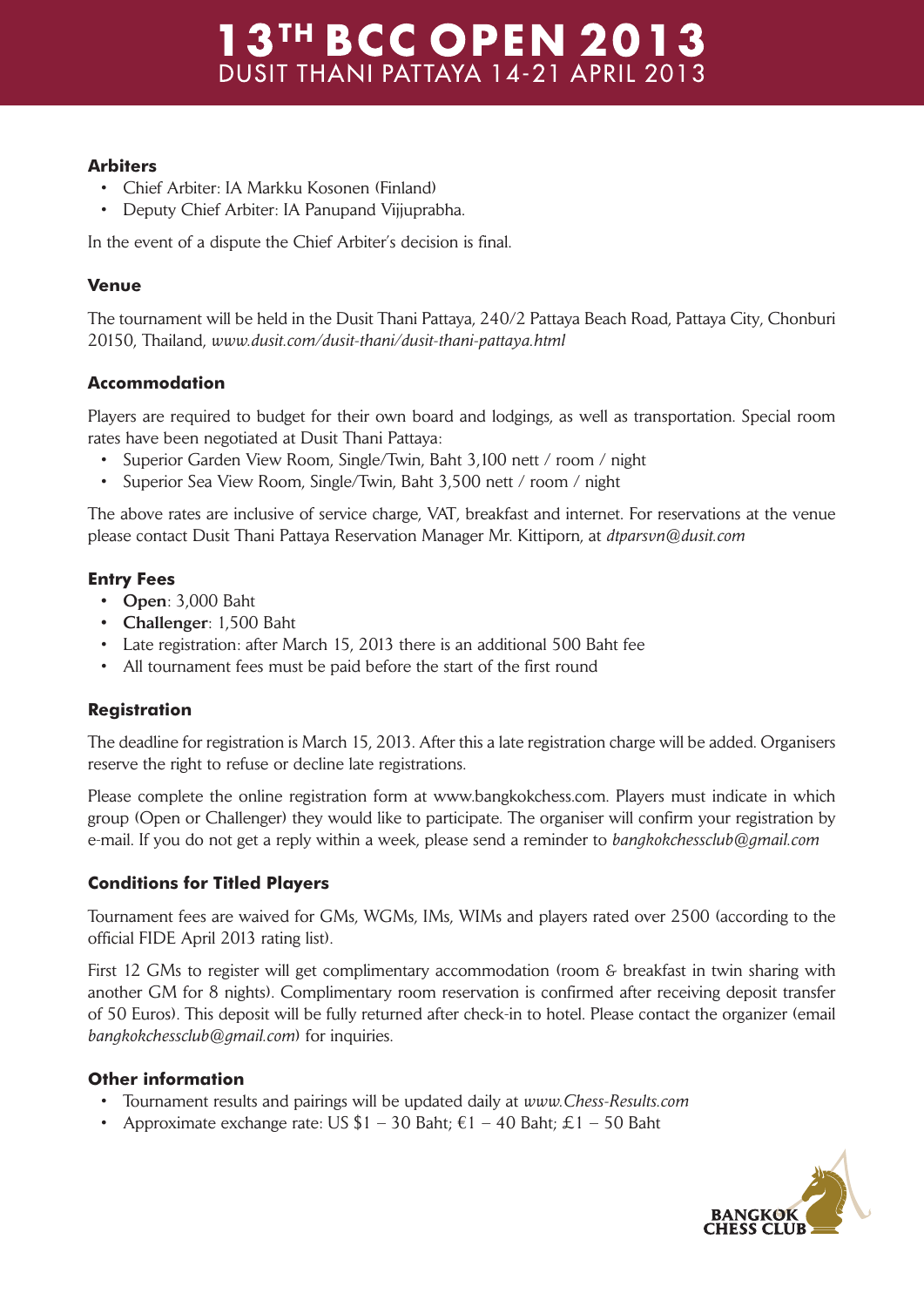# 13TH BCC OPEN 2013

DUSIT THANI PATTAYA 14-21 APRIL 2013

### Arbiters

- Chief Arbiter: IA Markku Kosonen (Finland)
- Deputy Chief Arbiter: IA Panupand Vijjuprabha.

In the event of a dispute the Chief Arbiter's decision is final.

### Venue

The tournament will be held in the Dusit Thani Pattaya, 240/2 Pattaya Beach Road, Pattaya City, Chonburi 20150, Thailand, *www.dusit.com/dusit-thani/dusit-thani-pattaya.html*

### Accommodation

Players are required to budget for their own board and lodgings, as well as transportation. Special room rates have been negotiated at Dusit Thani Pattaya:

- Superior Garden View Room, Single/Twin, Baht 3,100 nett / room / night
- Superior Sea View Room, Single/Twin, Baht 3,500 nett / room / night

The above rates are inclusive of service charge, VAT, breakfast and internet. For reservations at the venue please contact Dusit Thani Pattaya Reservation Manager Mr. Kittiporn, at *dtparsvn@dusit.com*

### Entry Fees

- **Open**: 3,000 Baht
- **Challenger**: 1,500 Baht
- Late registration: after March 15, 2013 there is an additional 500 Baht fee
- All tournament fees must be paid before the start of the first round

### Registration

The deadline for registration is March 15, 2013. After this a late registration charge will be added. Organisers reserve the right to refuse or decline late registrations.

Please complete the online registration form at www.bangkokchess.com. Players must indicate in which group (Open or Challenger) they would like to participate. The organiser will confirm your registration by e-mail. If you do not get a reply within a week, please send a reminder to *bangkokchessclub@gmail.com*

### Conditions for Titled Players

Tournament fees are waived for GMs, WGMs, IMs, WIMs and players rated over 2500 (according to the official FIDE April 2013 rating list).

First 12 GMs to register will get complimentary accommodation (room & breakfast in twin sharing with another GM for 8 nights). Complimentary room reservation is confirmed after receiving deposit transfer of 50 Euros). This deposit will be fully returned after check-in to hotel. Please contact the organizer (email *bangkokchessclub@gmail.com*) for inquiries.

### Other information

- Tournament results and pairings will be updated daily at *www.Chess-Results.com*
- Approximate exchange rate: US $1 – 30 Baht; €1 – 40 Baht; £1 – 50 Baht

BANGKOK CHESS CLUB